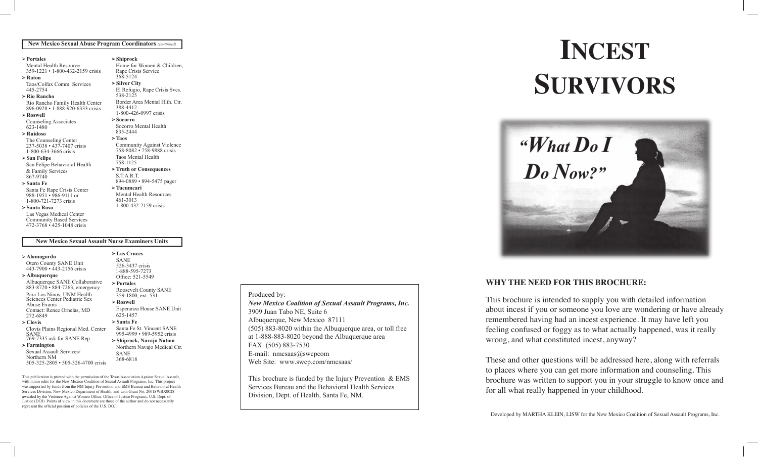**New Mexico Sexual Abuse Program Coordinators** *(continued)*

- **Portales**
  Mental Health Resource
  359-1221 • 1-800-432-2159 crisis
- **Raton**
  Taos/Colfax Comm. Services
  445-2754
- **Rio Rancho**
  Rio Rancho Family Health Center
  896-0928 • 1-888-920-6333 crisis
- **Roswell**
  Counseling Associates
  623-1480
- **Ruidoso**
  The Counseling Center
  237-5038 • 437-7407 crisis
  1-800-634-3666 crisis
- **San Felipe**
  San Felipe Behavioral Health & Family Services
  867-9740
- **Santa Fe**
  Santa Fe Rape Crisis Center
  988-1951 • 986-9111 or
  1-800-721-7273 crisis
- **Santa Rosa**
  Las Vegas Medical Center Community Based Services
  472-3768 • 425-1048 crisis
- **Shiprock**
  Home for Women & Children, Rape Crisis Service
  368-5124
- **Silver City**
  El Refugio, Rape Crisis Svcs.
  538-2125
  Border Area Mental Hlth. Ctr.
  388-4412
  1-800-426-0997 crisis
- **Socorro**
  Socorro Mental Health
  835-2444
- **Taos**
  Community Against Violence
  758-8082 • 758-9888 crisis
  Taos Mental Health
  758-1125
- **Truth or Consequences**
  S.T.A.R.T.
  894-0889 • 894-5475 pager
- **Tucumcari**
  Mental Health Resources
  461-3013
  1-800-432-2159 crisis

**New Mexico Sexual Assault Nurse Examiners Units**

- **Alamogordo**
  Otero County SANE Unit
  443-7900 • 443-2156 crisis
- **Albuquerque**
  Albuquerque SANE Collaborative
  883-8720 • 884-7263, emergency
  Para Los Ninos, UNM Health Sciences Center Pediatric Sex Abuse Exams
  Contact: Renee Ornelas, MD
  272-6849
- **Clovis**
  Clovis Plains Regional Med. Center SANE
  769-7335 ask for SANE Rep.
- **Farmington**
  Sexual Assault Services/ Northern NM
  505-325-2805 • 505-326-4700 crisis
- **Las Cruces**
  SANE
  526-3437 crisis
  1-888-595-7273
  Office: 521-5549
- **Portales**
  Roosevelt County SANE
  359-1800, ext. 531
- **Roswell**
  Esperanza House SANE Unit
  625-1457
- **Santa Fe**
  Santa Fe St. Vincent SANE
  995-4999 • 989-5952 crisis
- **Shiprock, Navajo Nation**
  Northern Navajo Medical Ctr. SANE
  368-6818

This publication is printed with the permission of the Texas Association Against Sexual Assault, with minor edits for the New Mexico Coalition of Sexual Assault Programs, Inc. This project was supported by funds from the NM Injury Prevention and EMS Bureau and Behavioral Health Services Division, New Mexico Department of Health, and with Grant No. 2001SWBX0028 awarded by the Violence Against Women Office, Office of Justice Programs, U.S. Dept. of Justice (DOJ). Points of view in this document are those of the author and do not necessarily represent the official position of policies of the U.S. DOJ.

Produced by:
***New Mexico Coalition of Sexual Assault Programs, Inc.***
3909 Juan Tabo NE, Suite 6
Albuquerque, New Mexico 87111
(505) 883-8020 within the Albuquerque area, or toll free at 1-888-883-8020 beyond the Albuquerque area
FAX (505) 883-7530
E-mail: nmcsaas@swcpcom
Web Site: www.swcp.com/nmcsaas/

This brochure is funded by the Injury Prevention & EMS Services Bureau and the Behavioral Health Services Division, Dept. of Health, Santa Fe, NM.

# INCEST SURVIVORS

***"What Do I Do Now?"***

## WHY THE NEED FOR THIS BROCHURE:

This brochure is intended to supply you with detailed information about incest if you or someone you love are wondering or have already remembered having had an incest experience. It may have left you feeling confused or foggy as to what actually happened, was it really wrong, and what constituted incest, anyway?

These and other questions will be addressed here, along with referrals to places where you can get more information and counseling. This brochure was written to support you in your struggle to know once and for all what really happened in your childhood.

Developed by MARTHA KLEIN, LISW for the New Mexico Coalition of Sexual Assault Programs, Inc.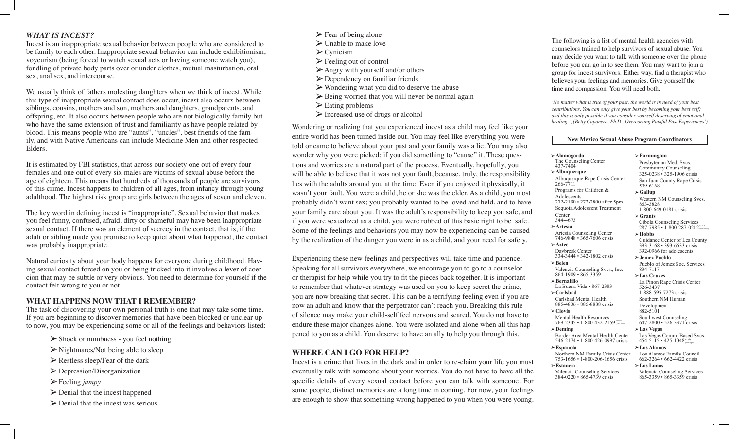## *WHAT IS INCEST?*

Incest is an inappropriate sexual behavior between people who are considered to be family to each other. Inappropriate sexual behavior can include exhibitionism, voyeurism (being forced to watch sexual acts or having someone watch you), fondling of private body parts over or under clothes, mutual masturbation, oral sex, anal sex, and intercourse.

We usually think of fathers molesting daughters when we think of incest. While this type of inappropriate sexual contact does occur, incest also occurs between siblings, cousins, mothers and son, mothers and daughters, grandparents, and offspring, etc. It also occurs between people who are not biologically family but who have the same extension of trust and familiarity as have people related by blood. This means people who are "aunts", "uncles", best friends of the family, and with Native Americans can include Medicine Men and other respected Elders.

It is estimated by FBI statistics, that across our society one out of every four females and one out of every six males are victims of sexual abuse before the age of eighteen. This means that hundreds of thousands of people are survivors of this crime. Incest happens to children of all ages, from infancy through young adulthood. The highest risk group are girls between the ages of seven and eleven.

The key word in defining incest is "inappropriate". Sexual behavior that makes you feel funny, confused, afraid, dirty or shameful may have been inappropriate sexual contact. If there was an element of secrecy in the contact, that is, if the adult or sibling made you promise to keep quiet about what happened, the contact was probably inappropriate.

Natural curiosity about your body happens for everyone during childhood. Having sexual contact forced on you or being tricked into it involves a lever of coercion that may be subtle or very obvious. You need to determine for yourself if the contact felt wrong to you or not.

## WHAT HAPPENS NOW THAT I REMEMBER?

The task of discovering your own personal truth is one that may take some time. If you are beginning to discover memories that have been blocked or unclear up to now, you may be experiencing some or all of the feelings and behaviors listed:

- Shock or numbness - you feel nothing
- Nightmares/Not being able to sleep
- Restless sleep/Fear of the dark
- Depression/Disorganization
- Feeling *jumpy*
- Denial that the incest happened
- Denial that the incest was serious
- Fear of being alone
- Unable to make love
- Cynicism
- Feeling out of control
- Angry with yourself and/or others
- Dependency on familiar friends
- Wondering what you did to deserve the abuse
- Being worried that you will never be normal again
- Eating problems
- Increased use of drugs or alcohol

Wondering or realizing that you experienced incest as a child may feel like your entire world has been turned inside out. You may feel like everything you were told or came to believe about your past and your family was a lie. You may also wonder why you were picked; if you did something to "cause" it. These questions and worries are a natural part of the process. Eventually, hopefully, you will be able to believe that it was not your fault, because, truly, the responsibility lies with the adults around you at the time. Even if you enjoyed it physically, it wasn't your fault. You were a child, he or she was the elder. As a child, you most probably didn't want sex; you probably wanted to be loved and held, and to have your family care about you. It was the adult's responsibility to keep you safe, and if you were sexualized as a child, you were robbed of this basic right to be safe. Some of the feelings and behaviors you may now be experiencing can be caused by the realization of the danger you were in as a child, and your need for safety.

Experiencing these new feelings and perspectives will take time and patience. Speaking for all survivors everywhere, we encourage you to go to a counselor or therapist for help while you try to fit the pieces back together. It is important to remember that whatever strategy was used on you to keep secret the crime, you are now breaking that secret. This can be a terrifying feeling even if you are now an adult and know that the perpetrator can't reach you. Breaking this rule of silence may make your child-self feel nervous and scared. You do not have to endure these major changes alone. You were isolated and alone when all this happened to you as a child. You deserve to have an ally to help you through this.

## WHERE CAN I GO FOR HELP?

Incest is a crime that lives in the dark and in order to re-claim your life you must eventually talk with someone about your worries. You do not have to have all the specific details of every sexual contact before you can talk with someone. For some people, distinct memories are a long time in coming. For now, your feelings are enough to show that something wrong happened to you when you were young.

The following is a list of mental health agencies with counselors trained to help survivors of sexual abuse. You may decide you want to talk with someone over the phone before you can go in to see them. You may want to join a group for incest survivors. Either way, find a therapist who believes your feelings and memories. Give yourself the time and compassion. You will need both.

*'No matter what is true of your past, the world is in need of your best contributions. You can only give your best by becoming your best self; and this is only possible if you consider yourself deserving of emotional healing.', (Betty Caponera, Ph.D., Overcoming Painful Past Experiences')*

### New Mexico Sexual Abuse Program Coordinators

- **Alamogordo**
  The Counseling Center
  437-7404
- **Albuquerque**
  Albuquerque Rape Crisis Center
  266-7711
  Programs for Children & Adolescents
  272-2190 • 272-2800 after 5pm
  Sequoia Adolescent Treatment Center
  344-4673
- **Artesia**
  Artesia Counseling Center
  746-9848 • 365-7606 crisis
- **Aztec**
  Daybreak Center
  334-3444 • 342-1802 crisis
- **Belen**
  Valencia Counseling Svcs., Inc.
  864-1909 • 865-3359
- **Bernalillo**
  La Buena Vida • 867-2383
- **Carlsbad**
  Carlsbad Mental Health
  885-4836 • 885-8888 crisis
- **Clovis**
  Mental Health Resources
  769-2345 • 1-800-432-2159 (crisis after hours)
- **Deming**
  Border Area Mental Health Center
  546-2174 • 1-800-426-0997 crisis
- **Espanola**
  Northern NM Family Crisis Center
  753-1656 • 1-800-206-1656 crisis
- **Estancia**
  Valencia Counseling Services
  384-0220 • 865-4739 crisis
- **Farmington**
  Presbyterian Med. Svcs. Community Counseling
  325-0238 • 325-1906 crisis
  San Juan County Rape Crisis
  599-6168
- **Gallup**
  Western NM Counseling Svcs.
  863-3828
  1-800-649-0181 crisis
- **Grants**
  Cibola Counseling Services
  287-7985 • 1-800-287-0212 (crisis after hours)
- **Hobbs**
  Guidance Center of Lea County
  393-3168 • 393-6633 crisis
  392-0966 for adolescents
- **Jemez Pueblo**
  Pueblo of Jemez Soc. Services
  834-7117
- **Las Cruces**
  La Pinon Rape Crisis Center
  526-3437
  1-888-595-7273 crisis
  Southern NM Human Development
  882-5101
  Southwest Counseling
  647-2800 • 526-3371 crisis
- **Las Vegas**
  Las Vegas Comm. Based Svcs.
  454-5115 • 425-1048 (crisis after 5pm)
- **Los Alamos**
  Los Alamos Family Council
  662-3264 • 662-4422 crisis
- **Los Lunas**
  Valencia Counseling Services
  865-3359 • 865-3359 crisis